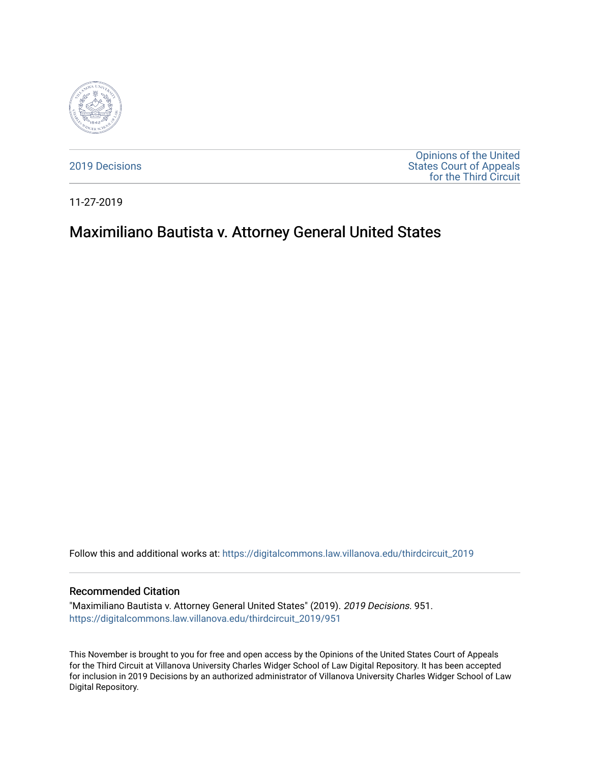2019 Decisions

Opinions of the United States Court of Appeals for the Third Circuit

11-27-2019

# Maximiliano Bautista v. Attorney General United States

Follow this and additional works at: https://digitalcommons.law.villanova.edu/thirdcircuit_2019

## Recommended Citation

"Maximiliano Bautista v. Attorney General United States" (2019). *2019 Decisions*. 951.
https://digitalcommons.law.villanova.edu/thirdcircuit_2019/951

This November is brought to you for free and open access by the Opinions of the United States Court of Appeals for the Third Circuit at Villanova University Charles Widger School of Law Digital Repository. It has been accepted for inclusion in 2019 Decisions by an authorized administrator of Villanova University Charles Widger School of Law Digital Repository.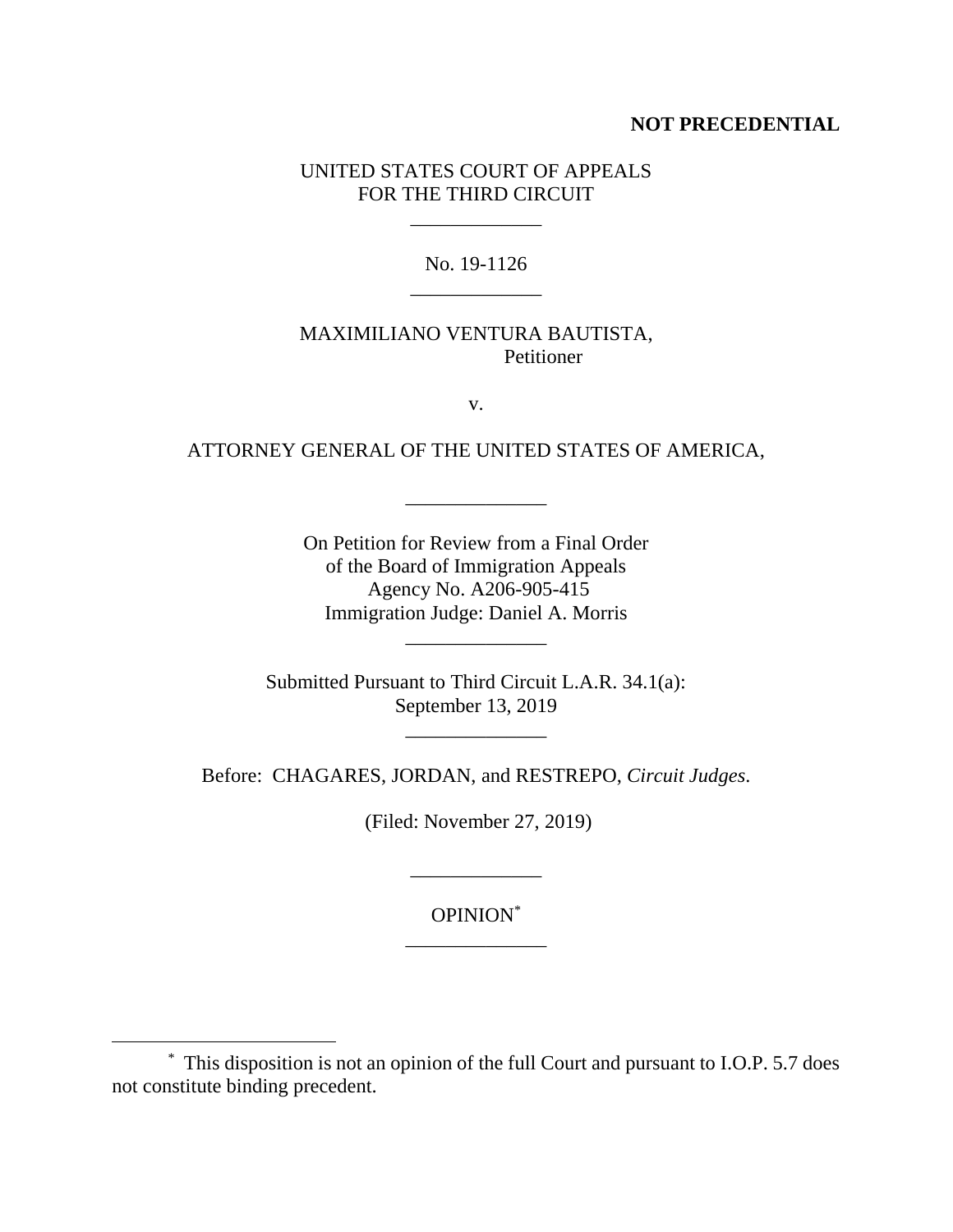**NOT PRECEDENTIAL**

UNITED STATES COURT OF APPEALS
FOR THE THIRD CIRCUIT

No. 19-1126

MAXIMILIANO VENTURA BAUTISTA,
Petitioner

v.

ATTORNEY GENERAL OF THE UNITED STATES OF AMERICA,

On Petition for Review from a Final Order
of the Board of Immigration Appeals
Agency No. A206-905-415
Immigration Judge: Daniel A. Morris

Submitted Pursuant to Third Circuit L.A.R. 34.1(a):
September 13, 2019

Before: CHAGARES, JORDAN, and RESTREPO, *Circuit Judges*.

(Filed: November 27, 2019)

OPINION[*]

---

[*] This disposition is not an opinion of the full Court and pursuant to I.O.P. 5.7 does not constitute binding precedent.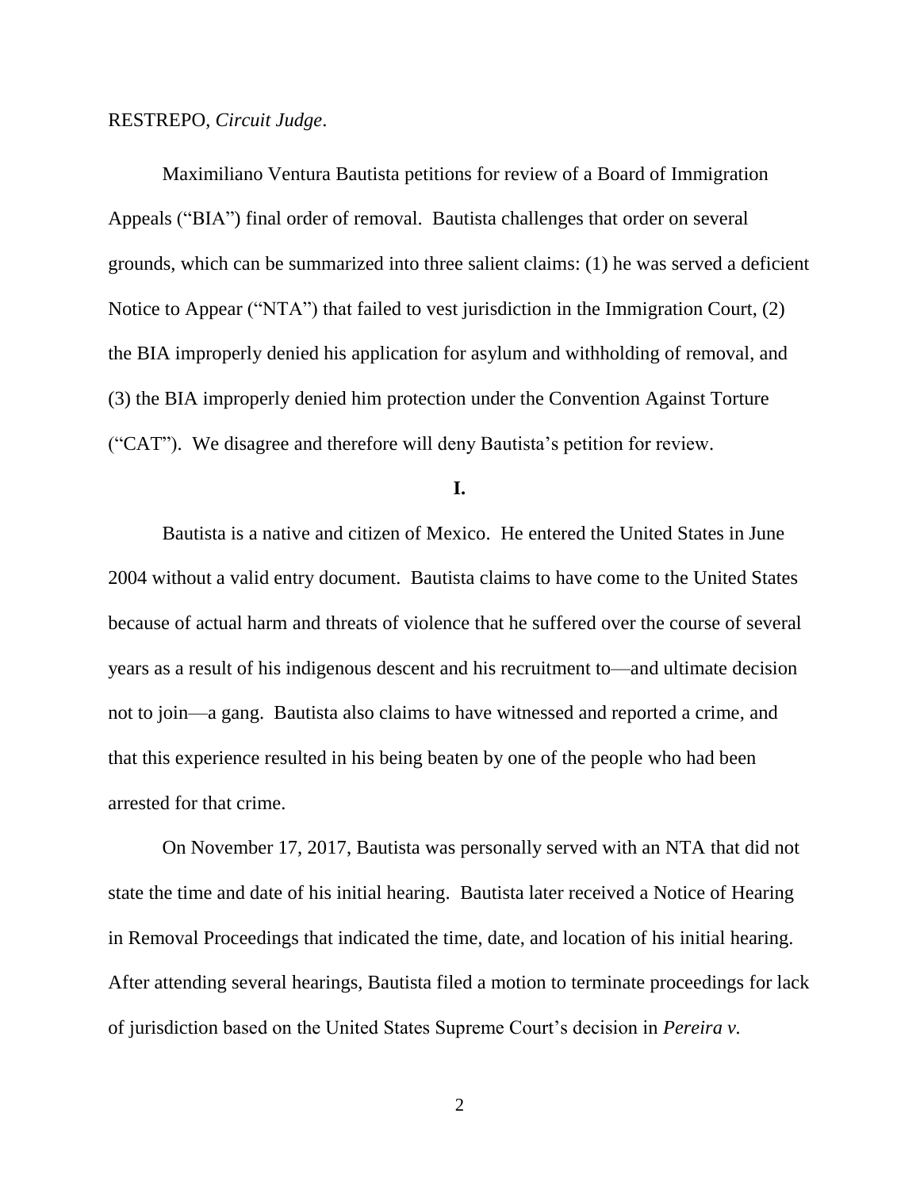RESTREPO, *Circuit Judge*.

Maximiliano Ventura Bautista petitions for review of a Board of Immigration Appeals ("BIA") final order of removal. Bautista challenges that order on several grounds, which can be summarized into three salient claims: (1) he was served a deficient Notice to Appear ("NTA") that failed to vest jurisdiction in the Immigration Court, (2) the BIA improperly denied his application for asylum and withholding of removal, and (3) the BIA improperly denied him protection under the Convention Against Torture ("CAT"). We disagree and therefore will deny Bautista's petition for review.

**I.**

Bautista is a native and citizen of Mexico. He entered the United States in June 2004 without a valid entry document. Bautista claims to have come to the United States because of actual harm and threats of violence that he suffered over the course of several years as a result of his indigenous descent and his recruitment to—and ultimate decision not to join—a gang. Bautista also claims to have witnessed and reported a crime, and that this experience resulted in his being beaten by one of the people who had been arrested for that crime.

On November 17, 2017, Bautista was personally served with an NTA that did not state the time and date of his initial hearing. Bautista later received a Notice of Hearing in Removal Proceedings that indicated the time, date, and location of his initial hearing. After attending several hearings, Bautista filed a motion to terminate proceedings for lack of jurisdiction based on the United States Supreme Court's decision in *Pereira v.*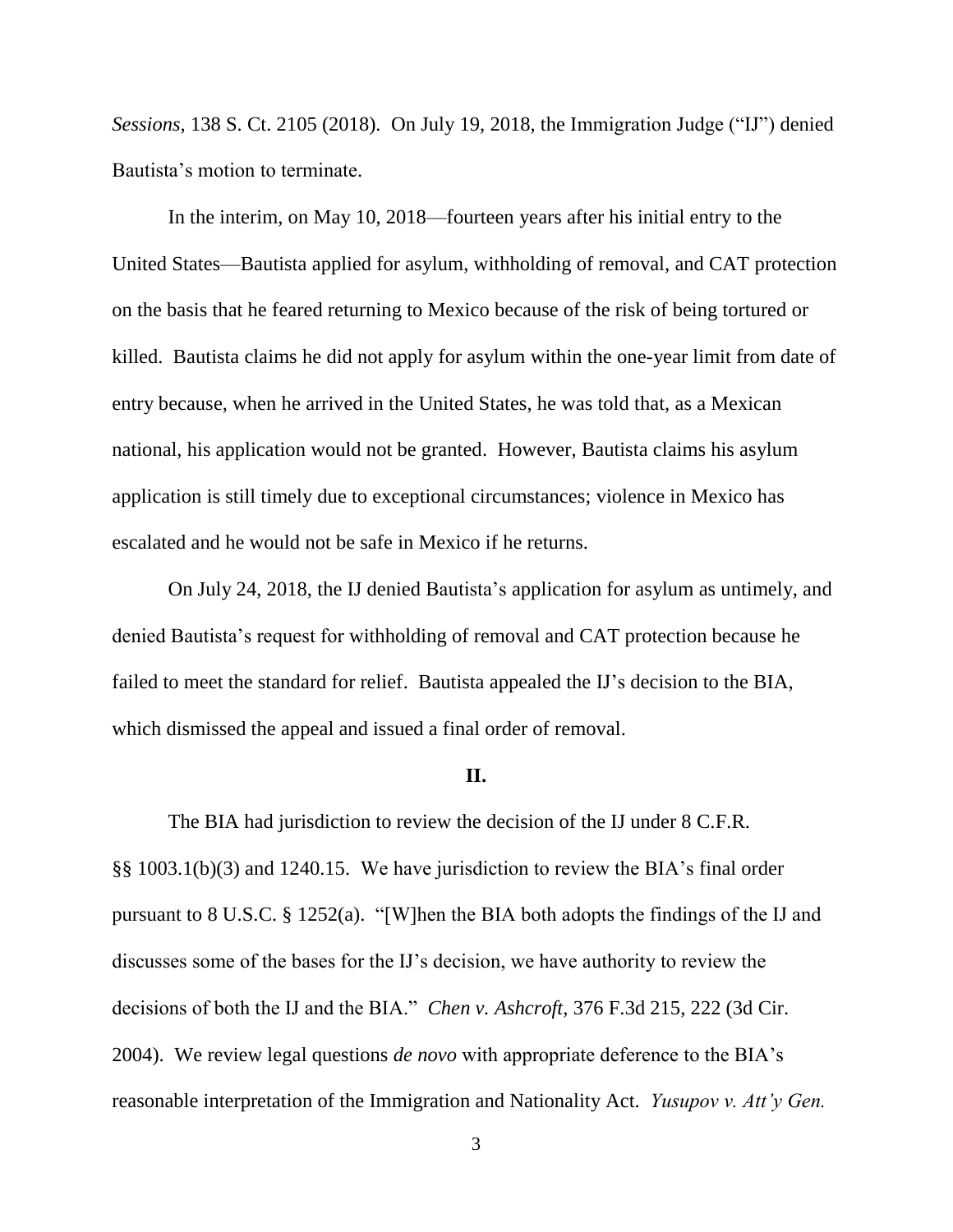*Sessions*, 138 S. Ct. 2105 (2018). On July 19, 2018, the Immigration Judge ("IJ") denied Bautista's motion to terminate.

In the interim, on May 10, 2018—fourteen years after his initial entry to the United States—Bautista applied for asylum, withholding of removal, and CAT protection on the basis that he feared returning to Mexico because of the risk of being tortured or killed. Bautista claims he did not apply for asylum within the one-year limit from date of entry because, when he arrived in the United States, he was told that, as a Mexican national, his application would not be granted. However, Bautista claims his asylum application is still timely due to exceptional circumstances; violence in Mexico has escalated and he would not be safe in Mexico if he returns.

On July 24, 2018, the IJ denied Bautista's application for asylum as untimely, and denied Bautista's request for withholding of removal and CAT protection because he failed to meet the standard for relief. Bautista appealed the IJ's decision to the BIA, which dismissed the appeal and issued a final order of removal.

## II.

The BIA had jurisdiction to review the decision of the IJ under 8 C.F.R. §§ 1003.1(b)(3) and 1240.15. We have jurisdiction to review the BIA's final order pursuant to 8 U.S.C. § 1252(a). "[W]hen the BIA both adopts the findings of the IJ and discusses some of the bases for the IJ's decision, we have authority to review the decisions of both the IJ and the BIA." *Chen v. Ashcroft*, 376 F.3d 215, 222 (3d Cir. 2004). We review legal questions *de novo* with appropriate deference to the BIA's reasonable interpretation of the Immigration and Nationality Act. *Yusupov v. Att'y Gen.*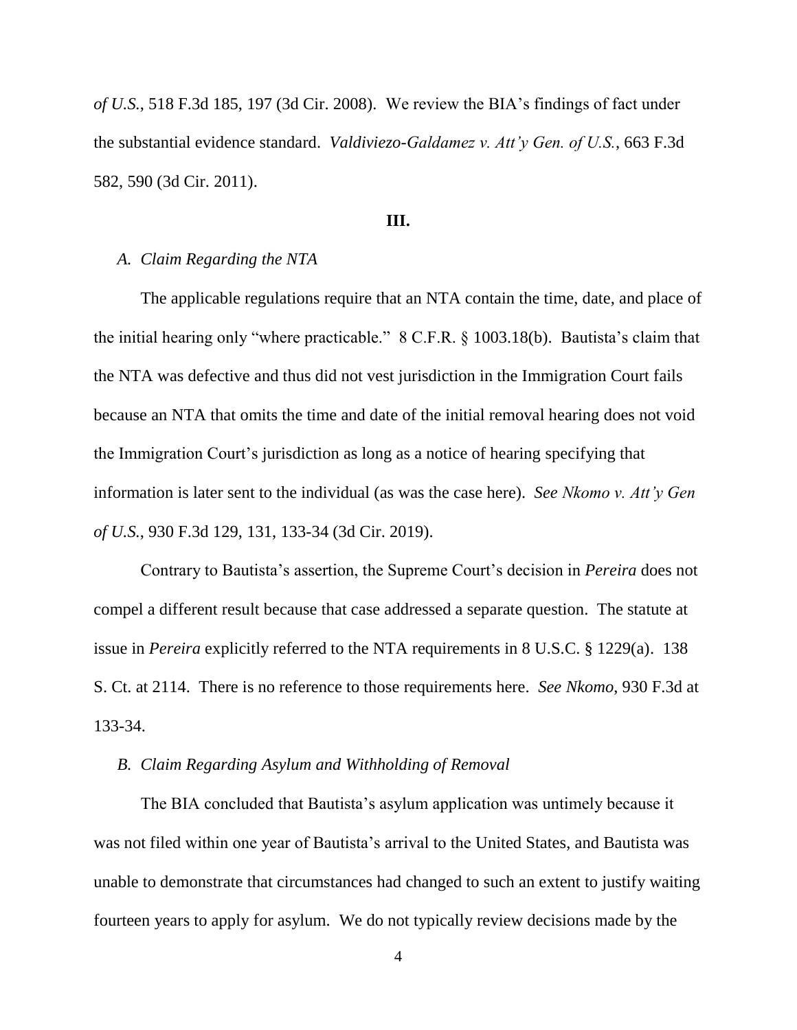*of U.S.*, 518 F.3d 185, 197 (3d Cir. 2008). We review the BIA's findings of fact under the substantial evidence standard. *Valdiviezo-Galdamez v. Att'y Gen. of U.S.*, 663 F.3d 582, 590 (3d Cir. 2011).

**III.**

*A. Claim Regarding the NTA*

The applicable regulations require that an NTA contain the time, date, and place of the initial hearing only "where practicable." 8 C.F.R. § 1003.18(b). Bautista's claim that the NTA was defective and thus did not vest jurisdiction in the Immigration Court fails because an NTA that omits the time and date of the initial removal hearing does not void the Immigration Court's jurisdiction as long as a notice of hearing specifying that information is later sent to the individual (as was the case here). *See Nkomo v. Att'y Gen of U.S.*, 930 F.3d 129, 131, 133-34 (3d Cir. 2019).

Contrary to Bautista's assertion, the Supreme Court's decision in *Pereira* does not compel a different result because that case addressed a separate question. The statute at issue in *Pereira* explicitly referred to the NTA requirements in 8 U.S.C. § 1229(a). 138 S. Ct. at 2114. There is no reference to those requirements here. *See Nkomo*, 930 F.3d at 133-34.

*B. Claim Regarding Asylum and Withholding of Removal*

The BIA concluded that Bautista's asylum application was untimely because it was not filed within one year of Bautista's arrival to the United States, and Bautista was unable to demonstrate that circumstances had changed to such an extent to justify waiting fourteen years to apply for asylum. We do not typically review decisions made by the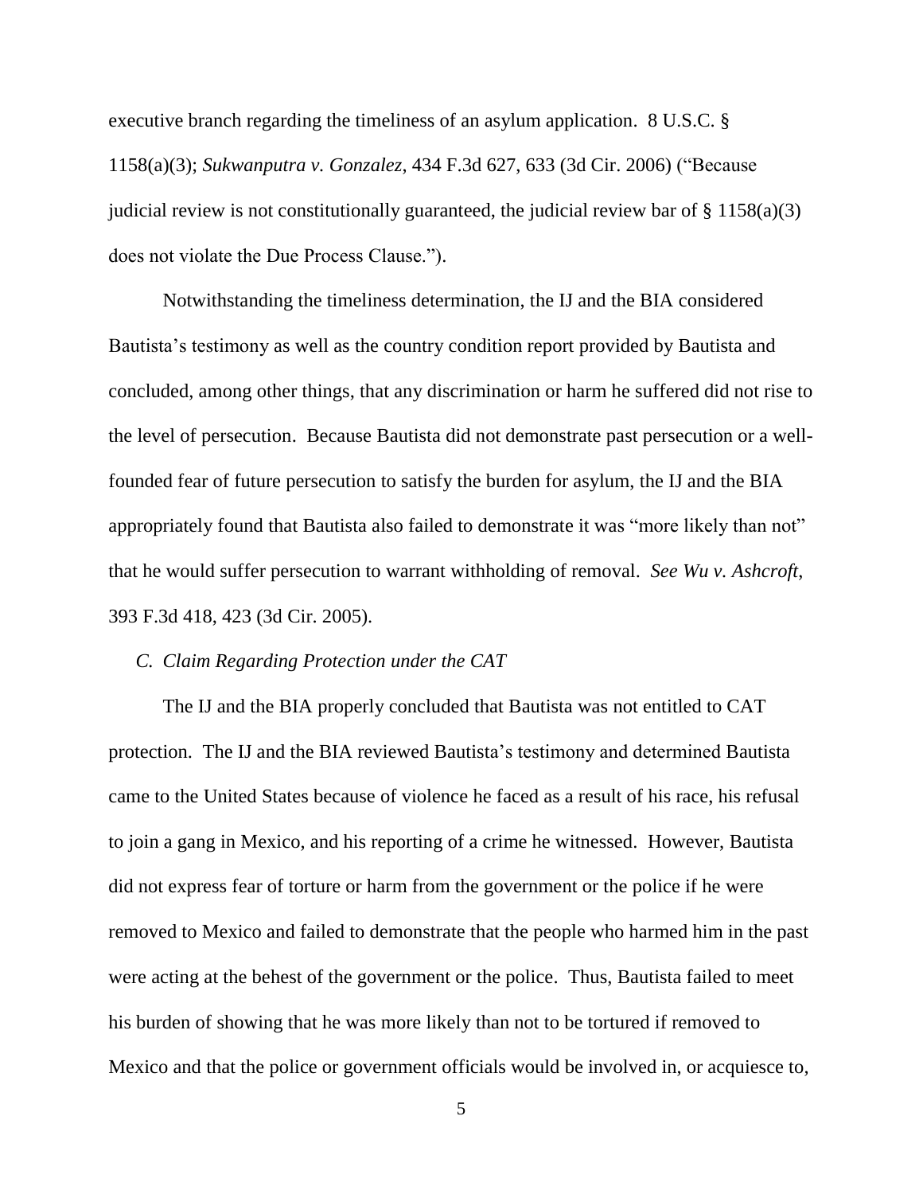executive branch regarding the timeliness of an asylum application. 8 U.S.C. § 1158(a)(3); *Sukwanputra v. Gonzalez*, 434 F.3d 627, 633 (3d Cir. 2006) ("Because judicial review is not constitutionally guaranteed, the judicial review bar of § 1158(a)(3) does not violate the Due Process Clause.").

Notwithstanding the timeliness determination, the IJ and the BIA considered Bautista's testimony as well as the country condition report provided by Bautista and concluded, among other things, that any discrimination or harm he suffered did not rise to the level of persecution. Because Bautista did not demonstrate past persecution or a well-founded fear of future persecution to satisfy the burden for asylum, the IJ and the BIA appropriately found that Bautista also failed to demonstrate it was "more likely than not" that he would suffer persecution to warrant withholding of removal. *See Wu v. Ashcroft*, 393 F.3d 418, 423 (3d Cir. 2005).

### *C. Claim Regarding Protection under the CAT*

The IJ and the BIA properly concluded that Bautista was not entitled to CAT protection. The IJ and the BIA reviewed Bautista's testimony and determined Bautista came to the United States because of violence he faced as a result of his race, his refusal to join a gang in Mexico, and his reporting of a crime he witnessed. However, Bautista did not express fear of torture or harm from the government or the police if he were removed to Mexico and failed to demonstrate that the people who harmed him in the past were acting at the behest of the government or the police. Thus, Bautista failed to meet his burden of showing that he was more likely than not to be tortured if removed to Mexico and that the police or government officials would be involved in, or acquiesce to,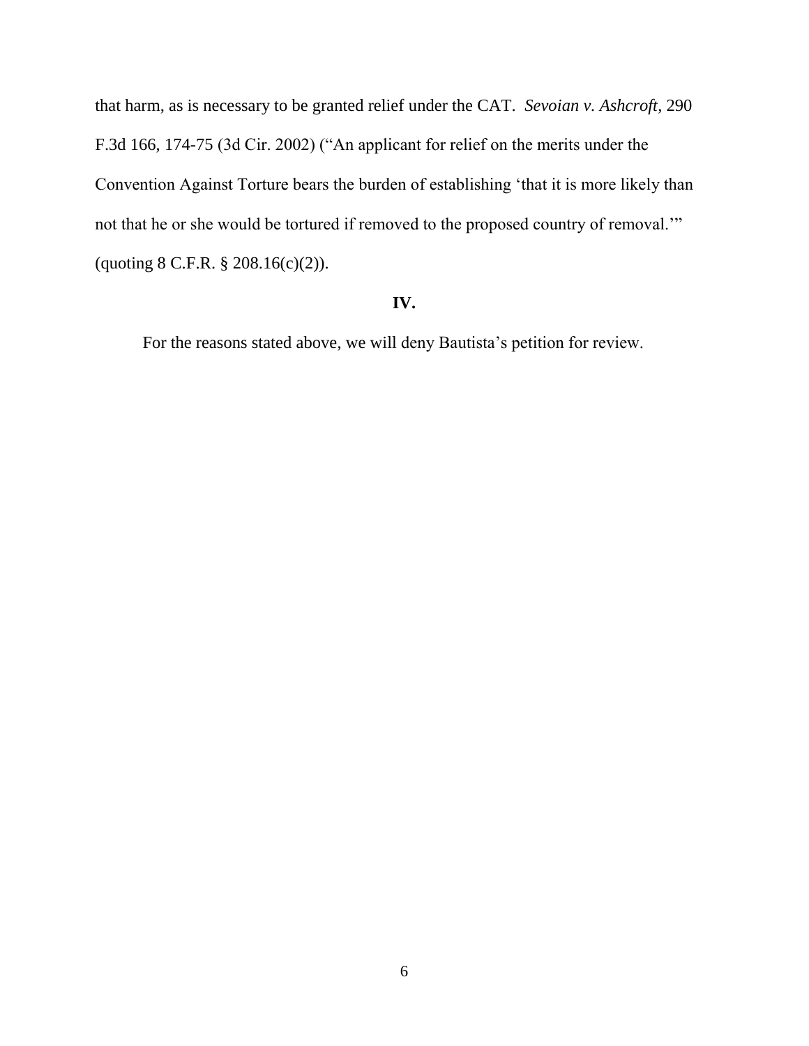that harm, as is necessary to be granted relief under the CAT. *Sevoian v. Ashcroft*, 290 F.3d 166, 174-75 (3d Cir. 2002) ("An applicant for relief on the merits under the Convention Against Torture bears the burden of establishing 'that it is more likely than not that he or she would be tortured if removed to the proposed country of removal.'" (quoting 8 C.F.R. § 208.16(c)(2)).

## IV.

For the reasons stated above, we will deny Bautista's petition for review.